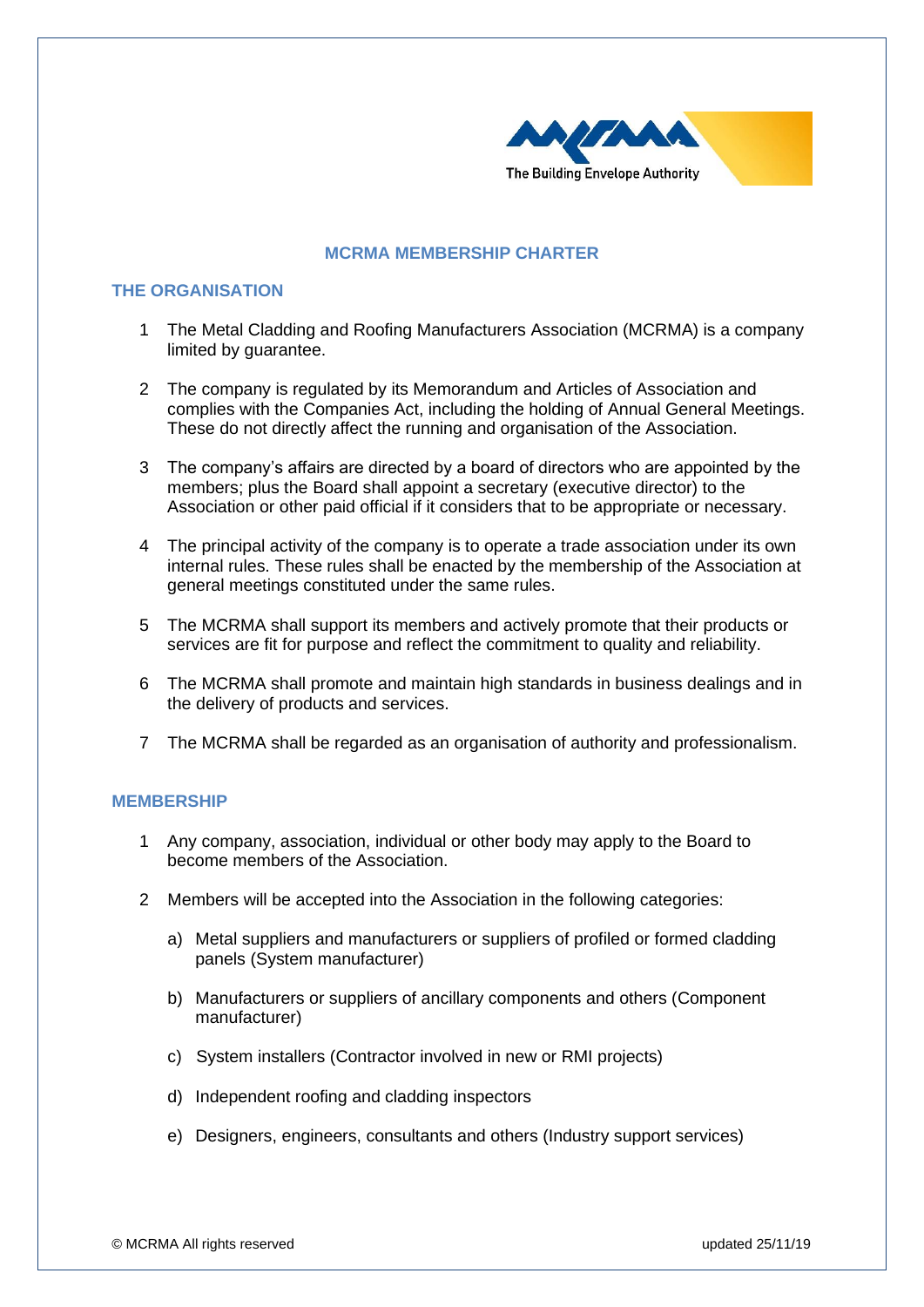# MCRMA MEMBERSHIP CHARTER

## THE ORGANISATION

1. The Metal Cladding and Roofing Manufacturers Association (MCRMA) is a company limited by guarantee.

2. The company is regulated by its Memorandum and Articles of Association and complies with the Companies Act, including the holding of Annual General Meetings. These do not directly affect the running and organisation of the Association.

3. The company's affairs are directed by a board of directors who are appointed by the members; plus the Board shall appoint a secretary (executive director) to the Association or other paid official if it considers that to be appropriate or necessary.

4. The principal activity of the company is to operate a trade association under its own internal rules. These rules shall be enacted by the membership of the Association at general meetings constituted under the same rules.

5. The MCRMA shall support its members and actively promote that their products or services are fit for purpose and reflect the commitment to quality and reliability.

6. The MCRMA shall promote and maintain high standards in business dealings and in the delivery of products and services.

7. The MCRMA shall be regarded as an organisation of authority and professionalism.

## MEMBERSHIP

1. Any company, association, individual or other body may apply to the Board to become members of the Association.

2. Members will be accepted into the Association in the following categories:

   a) Metal suppliers and manufacturers or suppliers of profiled or formed cladding panels (System manufacturer)

   b) Manufacturers or suppliers of ancillary components and others (Component manufacturer)

   c) System installers (Contractor involved in new or RMI projects)

   d) Independent roofing and cladding inspectors

   e) Designers, engineers, consultants and others (Industry support services)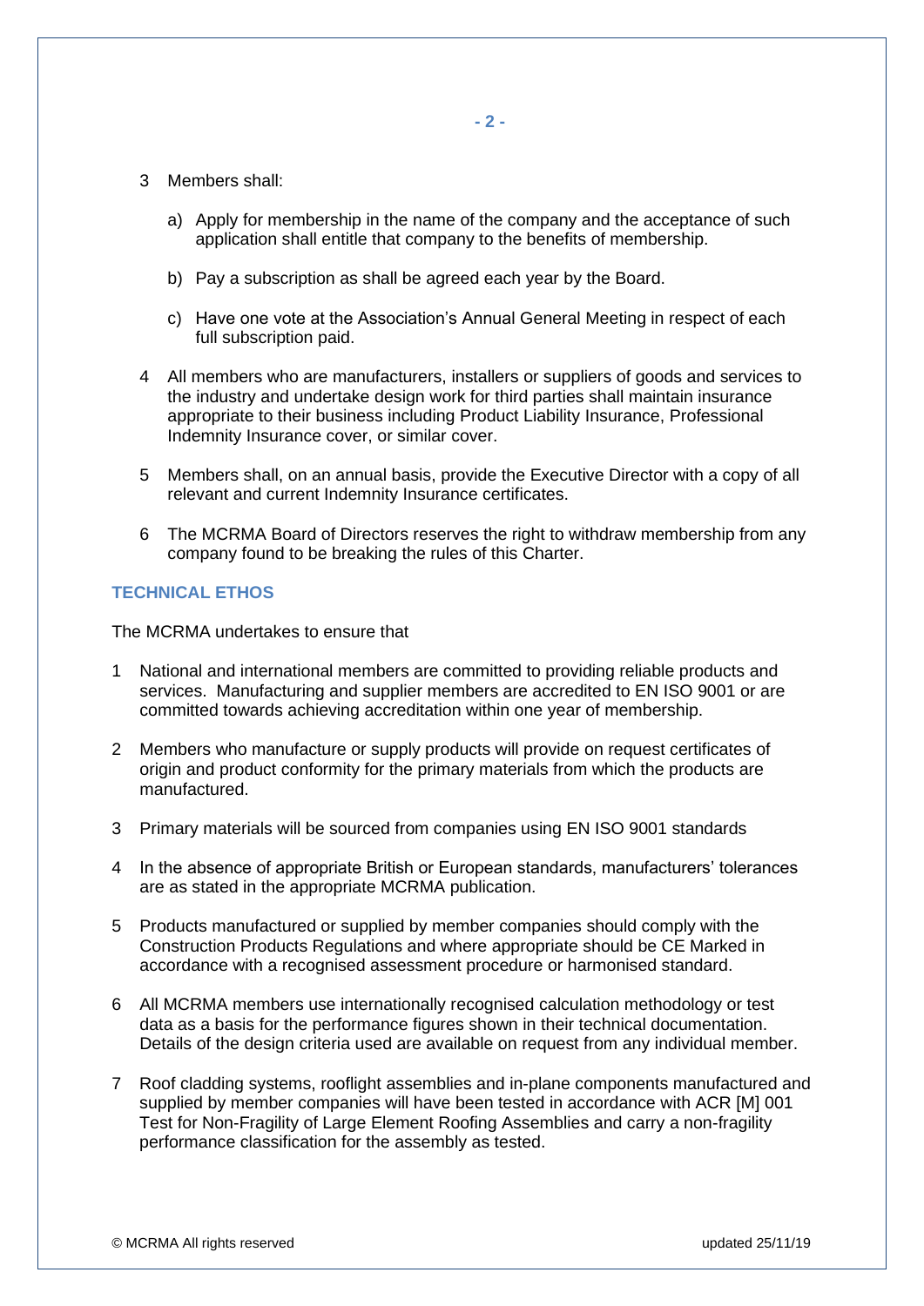3. Members shall:

   a) Apply for membership in the name of the company and the acceptance of such application shall entitle that company to the benefits of membership.

   b) Pay a subscription as shall be agreed each year by the Board.

   c) Have one vote at the Association's Annual General Meeting in respect of each full subscription paid.

4. All members who are manufacturers, installers or suppliers of goods and services to the industry and undertake design work for third parties shall maintain insurance appropriate to their business including Product Liability Insurance, Professional Indemnity Insurance cover, or similar cover.

5. Members shall, on an annual basis, provide the Executive Director with a copy of all relevant and current Indemnity Insurance certificates.

6. The MCRMA Board of Directors reserves the right to withdraw membership from any company found to be breaking the rules of this Charter.

## TECHNICAL ETHOS

The MCRMA undertakes to ensure that

1. National and international members are committed to providing reliable products and services. Manufacturing and supplier members are accredited to EN ISO 9001 or are committed towards achieving accreditation within one year of membership.

2. Members who manufacture or supply products will provide on request certificates of origin and product conformity for the primary materials from which the products are manufactured.

3. Primary materials will be sourced from companies using EN ISO 9001 standards

4. In the absence of appropriate British or European standards, manufacturers' tolerances are as stated in the appropriate MCRMA publication.

5. Products manufactured or supplied by member companies should comply with the Construction Products Regulations and where appropriate should be CE Marked in accordance with a recognised assessment procedure or harmonised standard.

6. All MCRMA members use internationally recognised calculation methodology or test data as a basis for the performance figures shown in their technical documentation. Details of the design criteria used are available on request from any individual member.

7. Roof cladding systems, rooflight assemblies and in-plane components manufactured and supplied by member companies will have been tested in accordance with ACR [M] 001 Test for Non-Fragility of Large Element Roofing Assemblies and carry a non-fragility performance classification for the assembly as tested.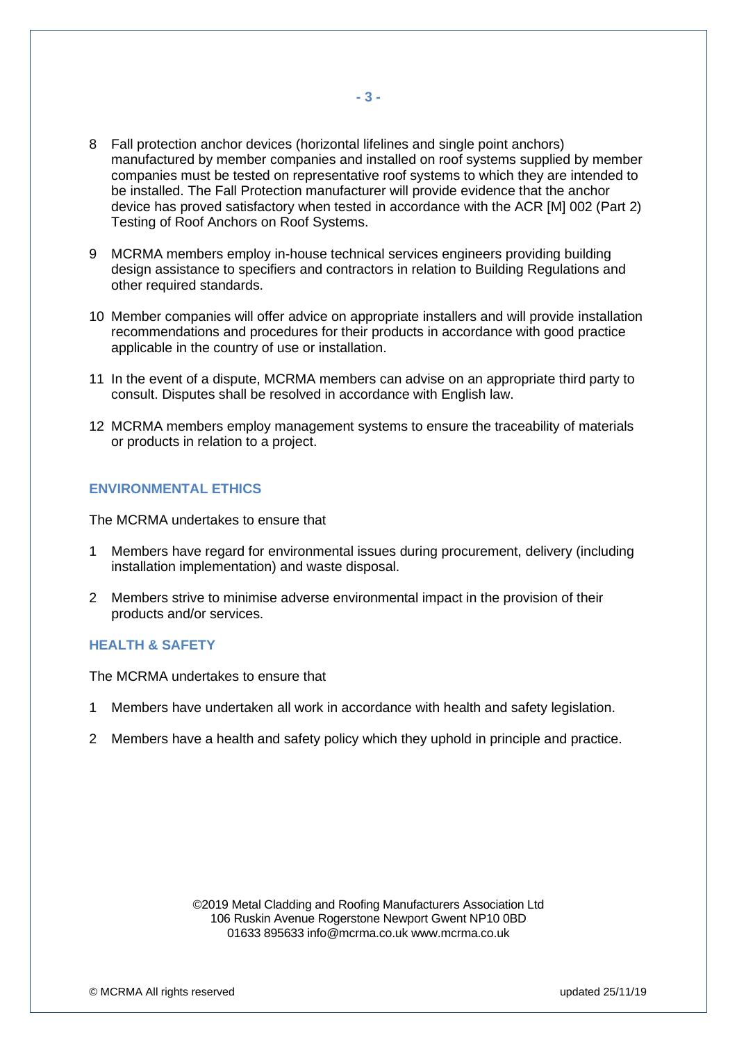8. Fall protection anchor devices (horizontal lifelines and single point anchors) manufactured by member companies and installed on roof systems supplied by member companies must be tested on representative roof systems to which they are intended to be installed. The Fall Protection manufacturer will provide evidence that the anchor device has proved satisfactory when tested in accordance with the ACR [M] 002 (Part 2) Testing of Roof Anchors on Roof Systems.

9. MCRMA members employ in-house technical services engineers providing building design assistance to specifiers and contractors in relation to Building Regulations and other required standards.

10. Member companies will offer advice on appropriate installers and will provide installation recommendations and procedures for their products in accordance with good practice applicable in the country of use or installation.

11. In the event of a dispute, MCRMA members can advise on an appropriate third party to consult. Disputes shall be resolved in accordance with English law.

12. MCRMA members employ management systems to ensure the traceability of materials or products in relation to a project.

## ENVIRONMENTAL ETHICS

The MCRMA undertakes to ensure that

1. Members have regard for environmental issues during procurement, delivery (including installation implementation) and waste disposal.

2. Members strive to minimise adverse environmental impact in the provision of their products and/or services.

## HEALTH & SAFETY

The MCRMA undertakes to ensure that

1. Members have undertaken all work in accordance with health and safety legislation.

2. Members have a health and safety policy which they uphold in principle and practice.

©2019 Metal Cladding and Roofing Manufacturers Association Ltd
106 Ruskin Avenue Rogerstone Newport Gwent NP10 0BD
01633 895633 info@mcrma.co.uk www.mcrma.co.uk